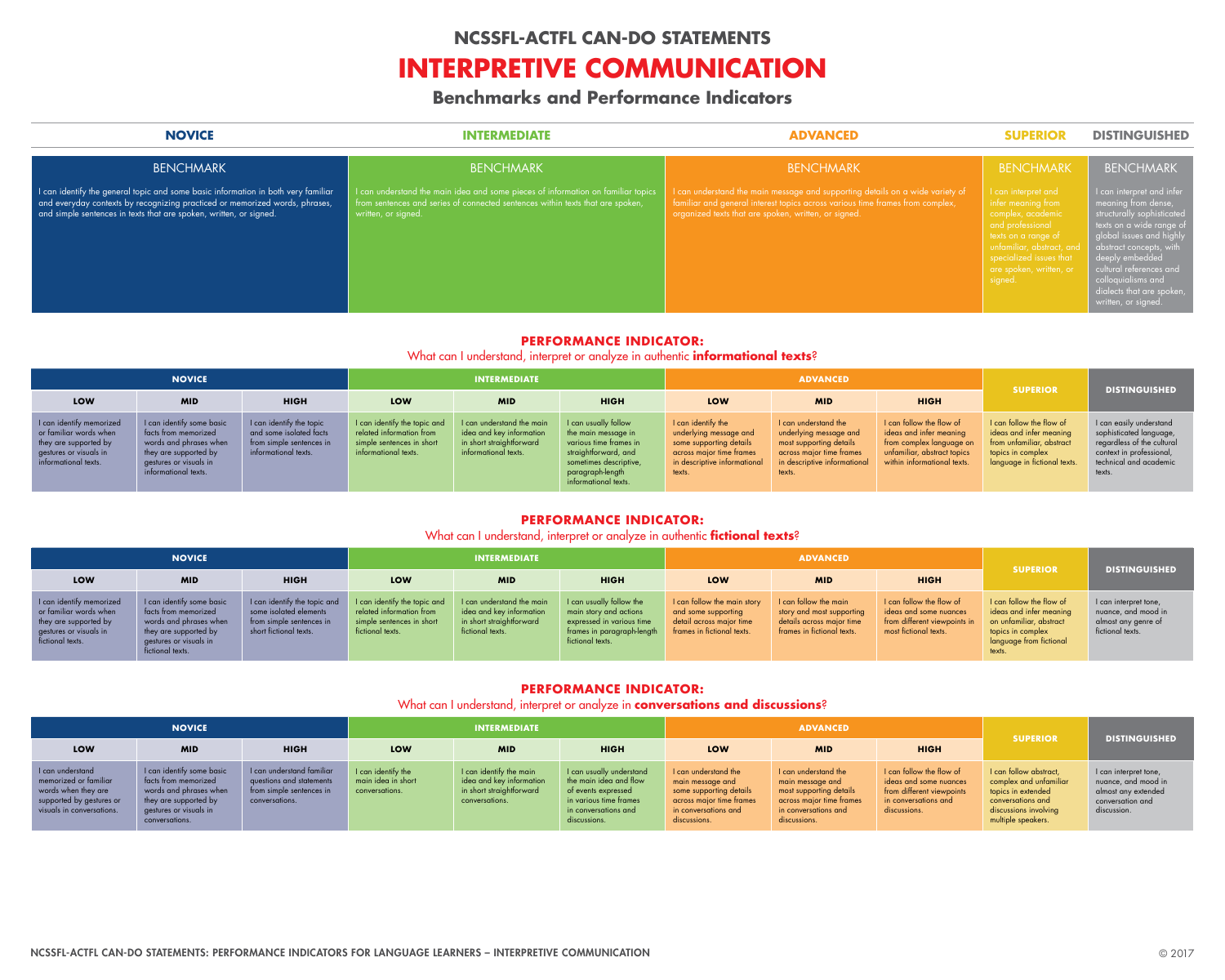# NCSSFL-ACTFL CAN-DO STATEMENTS

# INTERPRETIVE COMMUNICATION

## Benchmarks and Performance Indicators

| NOVICE | INTERMEDIATE | ADVANCED | SUPERIOR | DISTINGUISHED |
|---|---|---|---|---|
| BENCHMARK | BENCHMARK | BENCHMARK | BENCHMARK | BENCHMARK |
| I can identify the general topic and some basic information in both very familiar and everyday contexts by recognizing practiced or memorized words, phrases, and simple sentences in texts that are spoken, written, or signed. | I can understand the main idea and some pieces of information on familiar topics from sentences and series of connected sentences within texts that are spoken, written, or signed. | I can understand the main message and supporting details on a wide variety of familiar and general interest topics across various time frames from complex, organized texts that are spoken, written, or signed. | I can interpret and infer meaning from complex, academic and professional texts on a range of unfamiliar, abstract, and specialized issues that are spoken, written, or signed. | I can interpret and infer meaning from dense, structurally sophisticated texts on a wide range of global issues and highly abstract concepts, with deeply embedded cultural references and colloquialisms and dialects that are spoken, written, or signed. |

### PERFORMANCE INDICATOR:
What can I understand, interpret or analyze in authentic **informational texts**?

| NOVICE | | | INTERMEDIATE | | | ADVANCED | | | SUPERIOR | DISTINGUISHED |
|---|---|---|---|---|---|---|---|---|---|---|
| LOW | MID | HIGH | LOW | MID | HIGH | LOW | MID | HIGH | | |
| I can identify memorized or familiar words when they are supported by gestures or visuals in informational texts. | I can identify some basic facts from memorized words and phrases when they are supported by gestures or visuals in informational texts. | I can identify the topic and some isolated facts from simple sentences in informational texts. | I can identify the topic and related information from simple sentences in short informational texts. | I can understand the main idea and key information in short straightforward informational texts. | I can usually follow the main message in various time frames in straightforward, and sometimes descriptive, paragraph-length informational texts. | I can identify the underlying message and some supporting details across major time frames in descriptive informational texts. | I can understand the underlying message and most supporting details across major time frames in descriptive informational texts. | I can follow the flow of ideas and infer meaning from complex language on unfamiliar, abstract topics within informational texts. | I can follow the flow of ideas and infer meaning from unfamiliar, abstract topics in complex language in fictional texts. | I can easily understand sophisticated language, regardless of the cultural context in professional, technical and academic texts. |

### PERFORMANCE INDICATOR:
What can I understand, interpret or analyze in authentic **fictional texts**?

| NOVICE | | | INTERMEDIATE | | | ADVANCED | | | SUPERIOR | DISTINGUISHED |
|---|---|---|---|---|---|---|---|---|---|---|
| LOW | MID | HIGH | LOW | MID | HIGH | LOW | MID | HIGH | | |
| I can identify memorized or familiar words when they are supported by gestures or visuals in fictional texts. | I can identify some basic facts from memorized words and phrases when they are supported by gestures or visuals in fictional texts. | I can identify the topic and some isolated elements from simple sentences in short fictional texts. | I can identify the topic and related information from simple sentences in short fictional texts. | I can understand the main idea and key information in short straightforward fictional texts. | I can usually follow the main story and actions expressed in various time frames in paragraph-length fictional texts. | I can follow the main story and some supporting detail across major time frames in fictional texts. | I can follow the main story and most supporting details across major time frames in fictional texts. | I can follow the flow of ideas and some nuances from different viewpoints in most fictional texts. | I can follow the flow of ideas and infer meaning on unfamiliar, abstract topics in complex language from fictional texts. | I can interpret tone, nuance, and mood in almost any genre of fictional texts. |

### PERFORMANCE INDICATOR:
What can I understand, interpret or analyze in **conversations and discussions**?

| NOVICE | | | INTERMEDIATE | | | ADVANCED | | | SUPERIOR | DISTINGUISHED |
|---|---|---|---|---|---|---|---|---|---|---|
| LOW | MID | HIGH | LOW | MID | HIGH | LOW | MID | HIGH | | |
| I can understand memorized or familiar words when they are supported by gestures or visuals in conversations. | I can identify some basic facts from memorized words and phrases when they are supported by gestures or visuals in conversations. | I can understand familiar questions and statements from simple sentences in conversations. | I can identify the main idea in short conversations. | I can identify the main idea and key information in short straightforward conversations. | I can usually understand the main idea and flow of events expressed in various time frames in conversations and discussions. | I can understand the main message and some supporting details across major time frames in conversations and discussions. | I can understand the main message and most supporting details across major time frames in conversations and discussions. | I can follow the flow of ideas and some nuances from different viewpoints in conversations and discussions. | I can follow abstract, complex and unfamiliar topics in extended conversations and discussions involving multiple speakers. | I can interpret tone, nuance, and mood in almost any extended conversation and discussion. |

NCSSFL-ACTFL CAN-DO STATEMENTS: PERFORMANCE INDICATORS FOR LANGUAGE LEARNERS – INTERPRETIVE COMMUNICATION

© 2017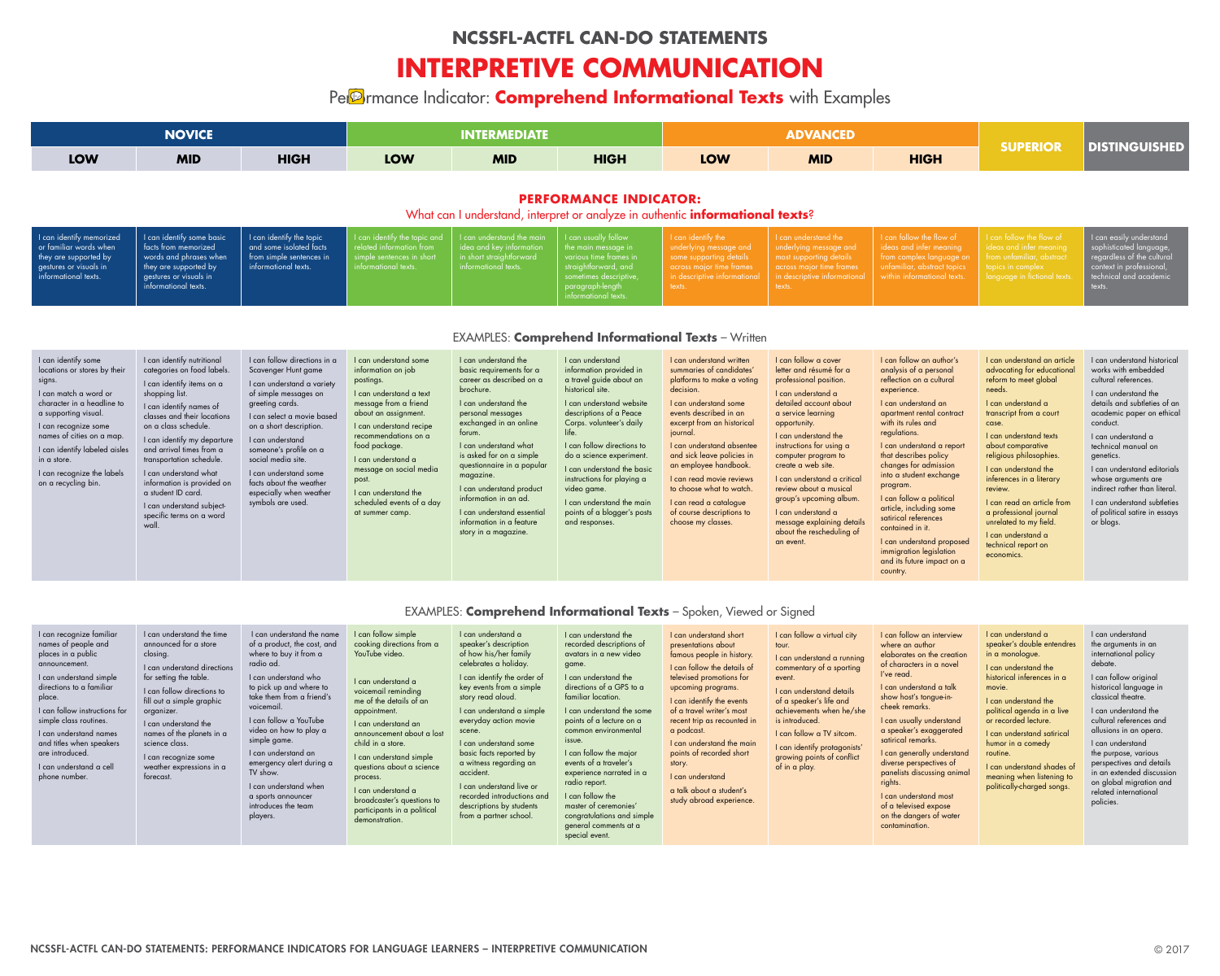## NCSSFL-ACTFL CAN-DO STATEMENTS

# INTERPRETIVE COMMUNICATION

Performance Indicator: **Comprehend Informational Texts** with Examples

| NOVICE | | | INTERMEDIATE | | | ADVANCED | | | SUPERIOR | DISTINGUISHED |
|---|---|---|---|---|---|---|---|---|---|---|
| LOW | MID | HIGH | LOW | MID | HIGH | LOW | MID | HIGH | | |

### PERFORMANCE INDICATOR:

What can I understand, interpret or analyze in authentic **informational texts**?

| Novice Low | Novice Mid | Novice High | Intermediate Low | Intermediate Mid | Intermediate High | Advanced Low | Advanced Mid | Advanced High | Superior | Distinguished |
|---|---|---|---|---|---|---|---|---|---|---|
| I can identify memorized or familiar words when they are supported by gestures or visuals in informational texts. | I can identify some basic facts from memorized words and phrases when they are supported by gestures or visuals in informational texts. | I can identify the topic and some isolated facts from simple sentences in informational texts. | I can identify the topic and related information from simple sentences in short informational texts. | I can understand the main idea and key information in short straightforward informational texts. | I can usually follow the main message in various time frames in straightforward, and sometimes descriptive, paragraph-length informational texts. | I can identify the underlying message and some supporting details across major time frames in descriptive informational texts. | I can understand the underlying message and most supporting details across major time frames in descriptive informational texts. | I can follow the flow of ideas and infer meaning from complex language on unfamiliar, abstract topics within informational texts. | I can follow the flow of ideas and infer meaning from unfamiliar, abstract topics in complex language in fictional texts. | I can easily understand sophisticated language, regardless of the cultural context in professional, technical and academic texts. |

### EXAMPLES: **Comprehend Informational Texts** – Written

| Novice Low | Novice Mid | Novice High | Intermediate Low | Intermediate Mid | Intermediate High | Advanced Low | Advanced Mid | Advanced High | Superior | Distinguished |
|---|---|---|---|---|---|---|---|---|---|---|
| I can identify some locations or stores by their signs.<br>I can match a word or character in a headline to a supporting visual.<br>I can recognize some names of cities on a map.<br>I can identify labeled aisles in a store.<br>I can recognize the labels on a recycling bin. | I can identify nutritional categories on food labels.<br>I can identify items on a shopping list.<br>I can identify names of classes and their locations on a class schedule.<br>I can identify my departure and arrival times from a transportation schedule.<br>I can understand what information is provided on a student ID card.<br>I can understand subject-specific terms on a word wall. | I can follow directions in a Scavenger Hunt game<br>I can understand a variety of simple messages on greeting cards.<br>I can select a movie based on a short description.<br>I can understand someone's profile on a social media site.<br>I can understand some facts about the weather especially when weather symbols are used. | I can understand some information on job postings.<br>I can understand a text message from a friend about an assignment.<br>I can understand recipe recommendations on a food package.<br>I can understand a message on social media post.<br>I can understand the scheduled events of a day at summer camp. | I can understand the basic requirements for a career as described on a brochure.<br>I can understand the personal messages exchanged in an online forum.<br>I can understand what is asked for on a simple questionnaire in a popular magazine.<br>I can understand product information in an ad.<br>I can understand essential information in a feature story in a magazine. | I can understand information provided in a travel guide about an historical site.<br>I can understand website descriptions of a Peace Corps. volunteer's daily life.<br>I can follow directions to do a science experiment.<br>I can understand the basic instructions for playing a video game.<br>I can understand the main points of a blogger's posts and responses. | I can understand written summaries of candidates' platforms to make a voting decision.<br>I can understand some events described in an excerpt from an historical journal.<br>I can understand absentee and sick leave policies in an employee handbook.<br>I can read movie reviews to choose what to watch.<br>I can read a catalogue of course descriptions to choose my classes. | I can follow a cover letter and résumé for a professional position.<br>I can understand a detailed account about a service learning opportunity.<br>I can understand the instructions for using a computer program to create a web site.<br>I can understand a critical review about a musical group's upcoming album.<br>I can understand a message explaining details about the rescheduling of an event. | I can follow an author's analysis of a personal reflection on a cultural experience.<br>I can understand an apartment rental contract with its rules and regulations.<br>I can understand a report that describes policy changes for admission into a student exchange program.<br>I can follow a political article, including some satirical references contained in it.<br>I can understand proposed immigration legislation and its future impact on a country. | I can understand an article advocating for educational reform to meet global needs.<br>I can understand a transcript from a court case.<br>I can understand texts about comparative religious philosophies.<br>I can understand the inferences in a literary review.<br>I can read an article from a professional journal unrelated to my field.<br>I can understand a technical report on economics. | I can understand historical works with embedded cultural references.<br>I can understand the details and subtleties of an academic paper on ethical conduct.<br>I can understand a technical manual on genetics.<br>I can understand editorials whose arguments are indirect rather than literal.<br>I can understand subtleties of political satire in essays or blogs. |

### EXAMPLES: **Comprehend Informational Texts** – Spoken, Viewed or Signed

| Novice Low | Novice Mid | Novice High | Intermediate Low | Intermediate Mid | Intermediate High | Advanced Low | Advanced Mid | Advanced High | Superior | Distinguished |
|---|---|---|---|---|---|---|---|---|---|---|
| I can recognize familiar names of people and places in a public announcement.<br>I can understand simple directions to a familiar place.<br>I can follow instructions for simple class routines.<br>I can understand names and titles when speakers are introduced.<br>I can understand a cell phone number. | I can understand the time announced for a store closing.<br>I can understand directions for setting the table.<br>I can follow directions to fill out a simple graphic organizer.<br>I can understand the names of the planets in a science class.<br>I can recognize some weather expressions in a forecast. | I can understand the name of a product, the cost, and where to buy it from a radio ad.<br>I can understand who to pick up and where to take them from a friend's voicemail.<br>I can follow a YouTube video on how to play a simple game.<br>I can understand an emergency alert during a TV show.<br>I can understand when a sports announcer introduces the team players. | I can follow simple cooking directions from a YouTube video.<br>I can understand a voicemail reminding me of the details of an appointment.<br>I can understand an announcement about a lost child in a store.<br>I can understand simple questions about a science process.<br>I can understand a broadcaster's questions to participants in a political demonstration. | I can understand a speaker's description of how his/her family celebrates a holiday.<br>I can identify the order of key events from a simple story read aloud.<br>I can understand a simple everyday action movie scene.<br>I can understand some basic facts reported by a witness regarding an accident.<br>I can understand live or recorded introductions and descriptions by students from a partner school. | I can understand the recorded descriptions of avatars in a new video game.<br>I can understand the directions of a GPS to a familiar location.<br>I can understand the some points of a lecture on a common environmental issue.<br>I can follow the major events of a traveler's experience narrated in a radio report.<br>I can follow the master of ceremonies' congratulations and simple general comments at a special event. | I can understand short presentations about famous people in history.<br>I can follow the details of televised promotions for upcoming programs.<br>I can identify the events of a travel writer's most recent trip as recounted in a podcast.<br>I can understand the main points of recorded short story.<br>I can understand<br>a talk about a student's study abroad experience. | I can follow a virtual city tour.<br>I can understand a running commentary of a sporting event.<br>I can understand details of a speaker's life and achievements when he/she is introduced.<br>I can follow a TV sitcom.<br>I can identify protagonists' growing points of conflict of in a play. | I can follow an interview where an author elaborates on the creation of characters in a novel I've read.<br>I can understand a talk show host's tongue-in-cheek remarks.<br>I can usually understand a speaker's exaggerated satirical remarks.<br>I can generally understand diverse perspectives of panelists discussing animal rights.<br>I can understand most of a televised expose on the dangers of water contamination. | I can understand a speaker's double entendres in a monologue.<br>I can understand the historical inferences in a movie.<br>I can understand the political agenda in a live or recorded lecture.<br>I can understand satirical humor in a comedy routine.<br>I can understand shades of meaning when listening to politically-charged songs. | I can understand the arguments in an international policy debate.<br>I can follow original historical language in classical theatre.<br>I can understand the cultural references and allusions in an opera.<br>I can understand the purpose, various perspectives and details in an extended discussion on global migration and related international policies. |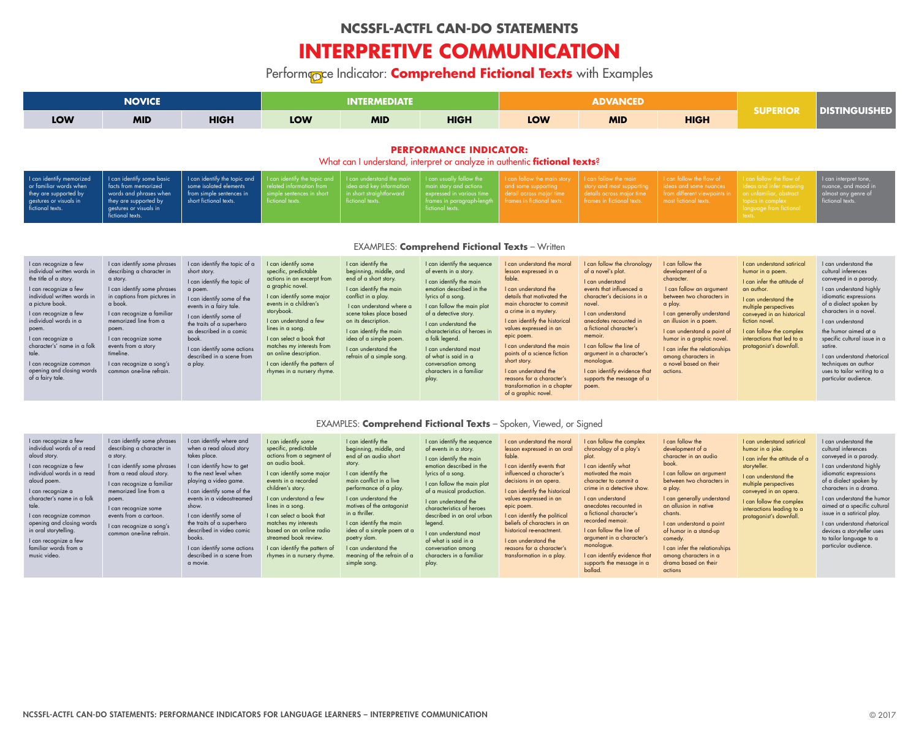# NCSSFL-ACTFL CAN-DO STATEMENTS

# INTERPRETIVE COMMUNICATION

Performance Indicator: **Comprehend Fictional Texts** with Examples

| NOVICE | | | INTERMEDIATE | | | ADVANCED | | | SUPERIOR | DISTINGUISHED |
|---|---|---|---|---|---|---|---|---|---|---|
| LOW | MID | HIGH | LOW | MID | HIGH | LOW | MID | HIGH | | |

## PERFORMANCE INDICATOR:

What can I understand, interpret or analyze in authentic **fictional texts**?

| Novice Low | Novice Mid | Novice High | Intermediate Low | Intermediate Mid | Intermediate High | Advanced Low | Advanced Mid | Advanced High | Superior | Distinguished |
|---|---|---|---|---|---|---|---|---|---|---|
| I can identify memorized or familiar words when they are supported by gestures or visuals in fictional texts. | I can identify some basic facts from memorized words and phrases when they are supported by gestures or visuals in fictional texts. | I can identify the topic and some isolated elements from simple sentences in short fictional texts. | I can identify the topic and related information from simple sentences in short fictional texts. | I can understand the main idea and key information in short straightforward fictional texts. | I can usually follow the main story and actions expressed in various time frames in paragraph-length fictional texts. | I can follow the main story and some supporting detail across major time frames in fictional texts. | I can follow the main story and most supporting details across major time frames in fictional texts. | I can follow the flow of ideas and some nuances from different viewpoints in most fictional texts. | I can follow the flow of ideas and infer meaning on unfamiliar, abstract topics in complex language from fictional texts. | I can interpret tone, nuance, and mood in almost any genre of fictional texts. |

## EXAMPLES: **Comprehend Fictional Texts** – Written

| Novice Low | Novice Mid | Novice High | Intermediate Low | Intermediate Mid | Intermediate High | Advanced Low | Advanced Mid | Advanced High | Superior | Distinguished |
|---|---|---|---|---|---|---|---|---|---|---|
| I can recognize a few individual written words in the title of a story.<br>I can recognize a few individual written words in a picture book.<br>I can recognize a few individual words in a poem.<br>I can recognize a character's' name in a folk tale.<br>I can recognize common opening and closing words of a fairy tale. | I can identify some phrases describing a character in a story.<br>I can identify some phrases in captions from pictures in a book.<br>I can recognize a familiar memorized line from a poem.<br>I can recognize some events from a story timeline.<br>I can recognize a song's common one-line refrain. | I can identify the topic of a short story.<br>I can identify the topic of a poem.<br>I can identify some of the events in a fairy tale.<br>I can identify some of the traits of a superhero as described in a comic book.<br>I can identify some actions described in a scene from a play. | I can identify some specific, predictable actions in an excerpt from a graphic novel.<br>I can identify some major events in a children's storybook.<br>I can understand a few lines in a song.<br>I can select a book that matches my interests from an online description.<br>I can identify the pattern of rhymes in a nursery rhyme. | I can identify the beginning, middle, and end of a short story.<br>I can identify the main conflict in a play.<br>I can understand where a scene takes place based on its description.<br>I can identify the main idea of a simple poem.<br>I can understand the refrain of a simple song. | I can identify the sequence of events in a story.<br>I can identify the main emotion described in the lyrics of a song.<br>I can follow the main plot of a detective story.<br>I can understand the characteristics of heroes in a folk legend.<br>I can understand most of what is said in a conversation among characters in a familiar play. | I can understand the moral lesson expressed in a fable.<br>I can understand the details that motivated the main character to commit a crime in a mystery.<br>I can identify the historical values expressed in an epic poem.<br>I can understand the main points of a science fiction short story.<br>I can understand the reasons for a character's transformation in a chapter of a graphic novel. | I can follow the chronology of a novel's plot.<br>I can understand events that influenced a character's decisions in a novel.<br>I can understand anecdotes recounted in a fictional character's memoir.<br>I can follow the line of argument in a character's monologue.<br>I can identify evidence that supports the message of a poem. | I can follow the development of a character.<br>I can follow an argument between two characters in a play.<br>I can generally understand an illusion in a poem.<br>I can understand a point of humor in a graphic novel.<br>I can infer the relationships among characters in a novel based on their actions. | I can understand satirical humor in a poem.<br>I can infer the attitude of an author.<br>I can understand the multiple perspectives conveyed in an historical fiction novel.<br>I can follow the complex interactions that led to a protagonist's downfall. | I can understand the cultural inferences conveyed in a parody.<br>I can understand highly idiomatic expressions of a dialect spoken by characters in a novel.<br>I can understand the humor aimed at a specific cultural issue in a satire.<br>I can understand rhetorical techniques an author uses to tailor writing to a particular audience. |

## EXAMPLES: **Comprehend Fictional Texts** – Spoken, Viewed, or Signed

| Novice Low | Novice Mid | Novice High | Intermediate Low | Intermediate Mid | Intermediate High | Advanced Low | Advanced Mid | Advanced High | Superior | Distinguished |
|---|---|---|---|---|---|---|---|---|---|---|
| I can recognize a few individual words of a read aloud story.<br>I can recognize a few individual words in a read aloud poem.<br>I can recognize a character's name in a folk tale.<br>I can recognize common opening and closing words in oral storytelling.<br>I can recognize a few familiar words from a music video. | I can identify some phrases describing a character in a story.<br>I can identify some phrases from a read aloud story.<br>I can recognize a familiar memorized line from a poem.<br>I can recognize some events from a cartoon.<br>I can recognize a song's common one-line refrain. | I can identify where and when a read aloud story takes place.<br>I can identify how to get to the next level when playing a video game.<br>I can identify some of the events in a videostreamed show.<br>I can identify some of the traits of a superhero described in video comic books.<br>I can identify some actions described in a scene from a movie. | I can identify some specific, predictable actions from a segment of an audio book.<br>I can identify some major events in a recorded children's story.<br>I can understand a few lines in a song.<br>I can select a book that matches my interests based on an online radio streamed book review.<br>I can identify the pattern of rhymes in a nursery rhyme. | I can identify the beginning, middle, and end of an audio short story.<br>I can identify the main conflict in a live performance of a play.<br>I can understand the motives of the antagonist in a thriller.<br>I can identify the main idea of a simple poem at a poetry slam.<br>I can understand the meaning of the refrain of a simple song. | I can identify the sequence of events in a story.<br>I can identify the main emotion described in the lyrics of a song.<br>I can follow the main plot of a musical production.<br>I can understand the characteristics of heroes described in an oral urban legend.<br>I can understand most of what is said in a conversation among characters in a familiar play. | I can understand the moral lesson expressed in an oral fable.<br>I can identify events that influenced a character's decisions in an opera.<br>I can identify the historical values expressed in an epic poem.<br>I can identify the political beliefs of characters in an historical re-enactment.<br>I can understand the reasons for a character's transformation in a play. | I can follow the complex chronology of a play's plot.<br>I can identify what motivated the main character to commit a crime in a detective show.<br>I can understand anecdotes recounted in a fictional character's recorded memoir.<br>I can follow the line of argument in a character's monologue.<br>I can identify evidence that supports the message in a ballad. | I can follow the development of a character in an audio book.<br>I can follow an argument between two characters in a play.<br>I can generally understand an allusion in native chants.<br>I can understand a point of humor in a stand-up comedy.<br>I can infer the relationships among characters in a drama based on their actions | I can understand satirical humor in a joke.<br>I can infer the attitude of a storyteller.<br>I can understand the multiple perspectives conveyed in an opera.<br>I can follow the complex interactions leading to a protagonist's downfall. | I can understand the cultural inferences conveyed in a parody.<br>I can understand highly idiomatic expressions of a dialect spoken by characters in a drama.<br>I can understand the humor aimed at a specific cultural issue in a satirical play.<br>I can understand rhetorical devices a storyteller uses to tailor language to a particular audience. |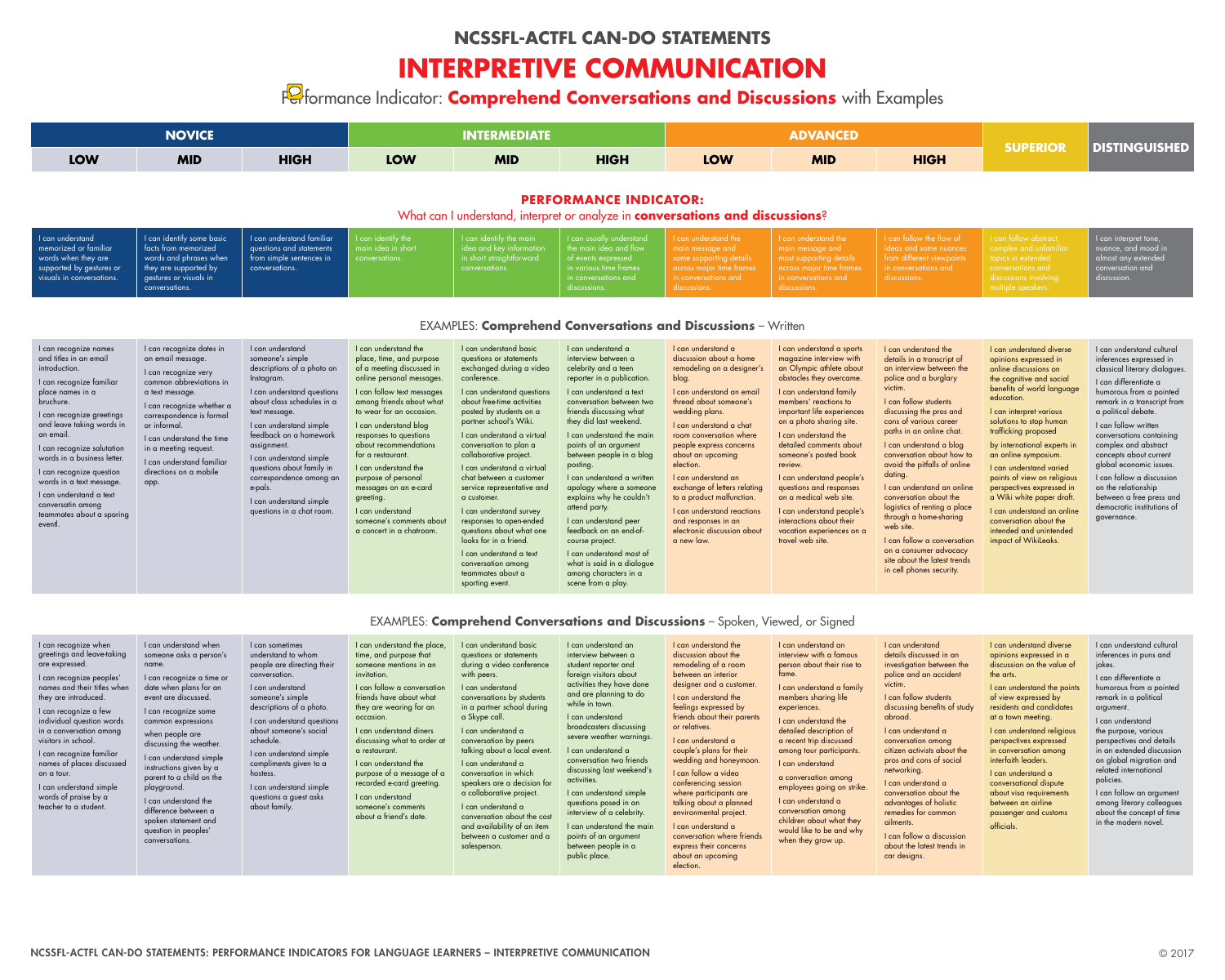## NCSSFL-ACTFL CAN-DO STATEMENTS

# INTERPRETIVE COMMUNICATION

Performance Indicator: **Comprehend Conversations and Discussions** with Examples

| NOVICE | | | INTERMEDIATE | | | ADVANCED | | | SUPERIOR | DISTINGUISHED |
|---|---|---|---|---|---|---|---|---|---|---|
| LOW | MID | HIGH | LOW | MID | HIGH | LOW | MID | HIGH | | |
| I can understand memorized or familiar words when they are supported by gestures or visuals in conversations. | I can identify some basic facts from memorized words and phrases when they are supported by gestures or visuals in conversations. | I can understand familiar questions and statements from simple sentences in conversations. | I can identify the main idea in short conversations. | I can identify the main idea and key information in short straightforward conversations. | I can usually understand the main idea and flow of events expressed in various time frames in conversations and discussions. | I can understand the main message and some supporting details across major time frames in conversations and discussions. | I can understand the main message and most supporting details across major time frames in conversations and discussions. | I can follow the flow of ideas and some nuances from different viewpoints in conversations and discussions. | I can follow abstract, complex and unfamiliar topics in extended conversations and discussions involving multiple speakers. | I can interpret tone, nuance, and mood in almost any extended conversation and discussion. |

**PERFORMANCE INDICATOR:**
What can I understand, interpret or analyze in **conversations and discussions**?

### EXAMPLES: Comprehend Conversations and Discussions – Written

| Novice Low | Novice Mid | Novice High | Intermediate Low | Intermediate Mid | Intermediate High | Advanced Low | Advanced Mid | Advanced High | Superior | Distinguished |
|---|---|---|---|---|---|---|---|---|---|---|
| I can recognize names and titles in an email introduction.<br>I can recognize familiar place names in a bruchure.<br>I can recognize greetings and leave taking words in an email.<br>I can recognize salutation words in a business letter.<br>I can recognize question words in a text message.<br>I can understand a text conversatin among teammates about a sporing eventl. | I can recognize dates in an email message.<br>I can recognize very common abbreviations in a text message.<br>I can recognize whether a correspondence is formal or informal.<br>I can understand the time in a meeting request.<br>I can understand familiar directions on a mobile app. | I can understand someone's simple descriptions of a photo on Instagram.<br>I can understand questions about class schedules in a text message.<br>I can understand simple feedback on a homework assignment.<br>I can understand simple questions about family in correspondence among an e-pals.<br>I can understand simple questions in a chat room. | I can understand the place, time, and purpose of a meeting discussed in online personal messages.<br>I can follow text messages among friends about what to wear for an occasion.<br>I can understand blog responses to questions about recommendations for a restaurant.<br>I can understand the purpose of personal messages on an e-card greeting.<br>I can understand someone's comments about a concert in a chatroom. | I can understand basic questions or statements exchanged during a video conference.<br>I can understand questions about free-time activities posted by students on a partner school's Wiki.<br>I can understand a virtual conversation to plan a collaborative project.<br>I can understand a virtual chat between a customer service representative and a customer.<br>I can understand survey responses to open-ended questions about what one looks for in a friend.<br>I can understand a text conversation among teammates about a sporting event. | I can understand a interview between a celebrity and a teen reporter in a publication.<br>I can understand a text conversation between two friends discussing what they did last weekend.<br>I can understand the main points of an argument between people in a blog posting.<br>I can understand a written apology where a someone explains why he couldn't attend party.<br>I can understand peer feedback on an end-of-course project.<br>I can understand most of what is said in a dialogue among characters in a scene from a play. | I can understand a discussion about a home remodeling on a designer's blog.<br>I can understand an email thread about someone's wedding plans.<br>I can understand a chat room conversation where people express concerns about an upcoming election.<br>I can understand an exchange of letters relating to a product malfunction.<br>I can understand reactions and responses in an electronic discussion about a new law. | I can understand a sports magazine interview with an Olympic athlete about obstacles they overcame.<br>I can understand family members' reactions to important life experiences on a photo sharing site.<br>I can understand the detailed comments about someone's posted book review.<br>I can understand people's questions and responses on a medical web site.<br>I can understand people's interactions about their vacation experiences on a travel web site. | I can understand the details in a transcript of an interview between the police and a burglary victim.<br>I can follow students discussing the pros and cons of various career paths in an online chat.<br>I can understand a blog conversation about how to avoid the pitfalls of online dating.<br>I can understand an online conversation about the logistics of renting a place through a home-sharing web site.<br>I can follow a conversation on a consumer advocacy site about the latest trends in cell phones security. | I can understand diverse opinions expressed in online discussions on the cognitive and social benefits of world language education.<br>I can interpret various solutions to stop human trafficking proposed by international experts in an online symposium.<br>I can understand varied points of view on religious perspectives expressed in a Wiki white paper draft.<br>I can understand an online conversation about the intended and unintended impact of WikiLeaks. | I can understand cultural inferences expressed in classical literary dialogues.<br>I can differentiate a humorous from a pointed remark in a transcript from a political debate.<br>I can follow written conversations containing complex and abstract concepts about current global economic issues.<br>I can follow a discussion on the relationship between a free press and democratic institutions of governance. |

### EXAMPLES: Comprehend Conversations and Discussions – Spoken, Viewed, or Signed

| Novice Low | Novice Mid | Novice High | Intermediate Low | Intermediate Mid | Intermediate High | Advanced Low | Advanced Mid | Advanced High | Superior | Distinguished |
|---|---|---|---|---|---|---|---|---|---|---|
| I can recognize when greetings and leave-taking are expressed.<br>I can recognize peoples' names and their titles when they are introduced.<br>I can recognize a few individual question words in a conversation among visitors in school.<br>I can recognize familiar names of places discussed on a tour.<br>I can understand simple words of praise by a teacher to a student. | I can understand when someone asks a person's name.<br>I can recognize a time or date when plans for an event are discussed.<br>I can recognize some common expressions when people are discussing the weather.<br>I can understand simple instructions given by a parent to a child on the playground.<br>I can understand the difference between a spoken statement and question in peoples' conversations. | I can sometimes understand to whom people are directing their conversation.<br>I can understand someone's simple descriptions of a photo.<br>I can understand questions about someone's social schedule.<br>I can understand simple compliments given to a hostess.<br>I can understand simple questions a guest asks about family. | I can understand the place, time, and purpose that someone mentions in an invitation.<br>I can follow a conversation friends have about what they are wearing for an occasion.<br>I can understand diners discussing what to order at a restaurant.<br>I can understand the purpose of a message of a recorded e-card greeting.<br>I can understand someone's comments about a friend's date. | I can understand basic questions or statements during a video conference with peers.<br>I can understand conversations by students in a partner school during a Skype call.<br>I can understand a conversation by peers talking about a local event.<br>I can understand a conversation in which speakers are a decision for a collaborative project.<br>I can understand a conversation about the cost and availability of an item between a customer and a salesperson. | I can understand an interview between a student reporter and foreign visitors about activities they have done and are planning to do while in town.<br>I can understand broadcasters discussing severe weather warnings.<br>I can understand a conversation two friends discussing last weekend's activities.<br>I can understand simple questions posed in an interview of a celebrity.<br>I can understand the main points of an argument between people in a public place. | I can understand the discussion about the remodeling of a room between an interior designer and a customer.<br>I can understand the feelings expressed by friends about their parents or relatives.<br>I can understand a couple's plans for their wedding and honeymoon.<br>I can follow a video conferencing session where participants are talking about a planned environmental project.<br>I can understand a conversation where friends express their concerns about an upcoming election. | I can understand an interview with a famous person about their rise to fame.<br>I can understand a family members sharing life experiences.<br>I can understand the detailed description of a recent trip discussed among tour participants.<br>I can understand a conversation among employees going on strike.<br>I can understand a conversation among children about what they would like to be and why when they grow up. | I can understand details discussed in an investigation between the police and an accident victim.<br>I can follow students discussing benefits of study abroad.<br>I can understand a conversation among citizen activists about the pros and cons of social networking.<br>I can understand a conversation about the advantages of holistic remedies for common ailments.<br>I can follow a discussion about the latest trends in car designs. | I can understand diverse opinions expressed in a discussion on the value of the arts.<br>I can understand the points of view expressed by residents and candidates at a town meeting.<br>I can understand religious perspectives expressed in conversation among interfaith leaders.<br>I can understand a conversational dispute about visa requirements between an airline passenger and customs officials. | I can understand cultural inferences in puns and jokes.<br>I can differentiate a humorous from a pointed remark in a political argument.<br>I can understand the purpose, various perspectives and details in an extended discussion on global migration and related international policies.<br>I can follow an argument among literary colleagues about the concept of time in the modern novel. |